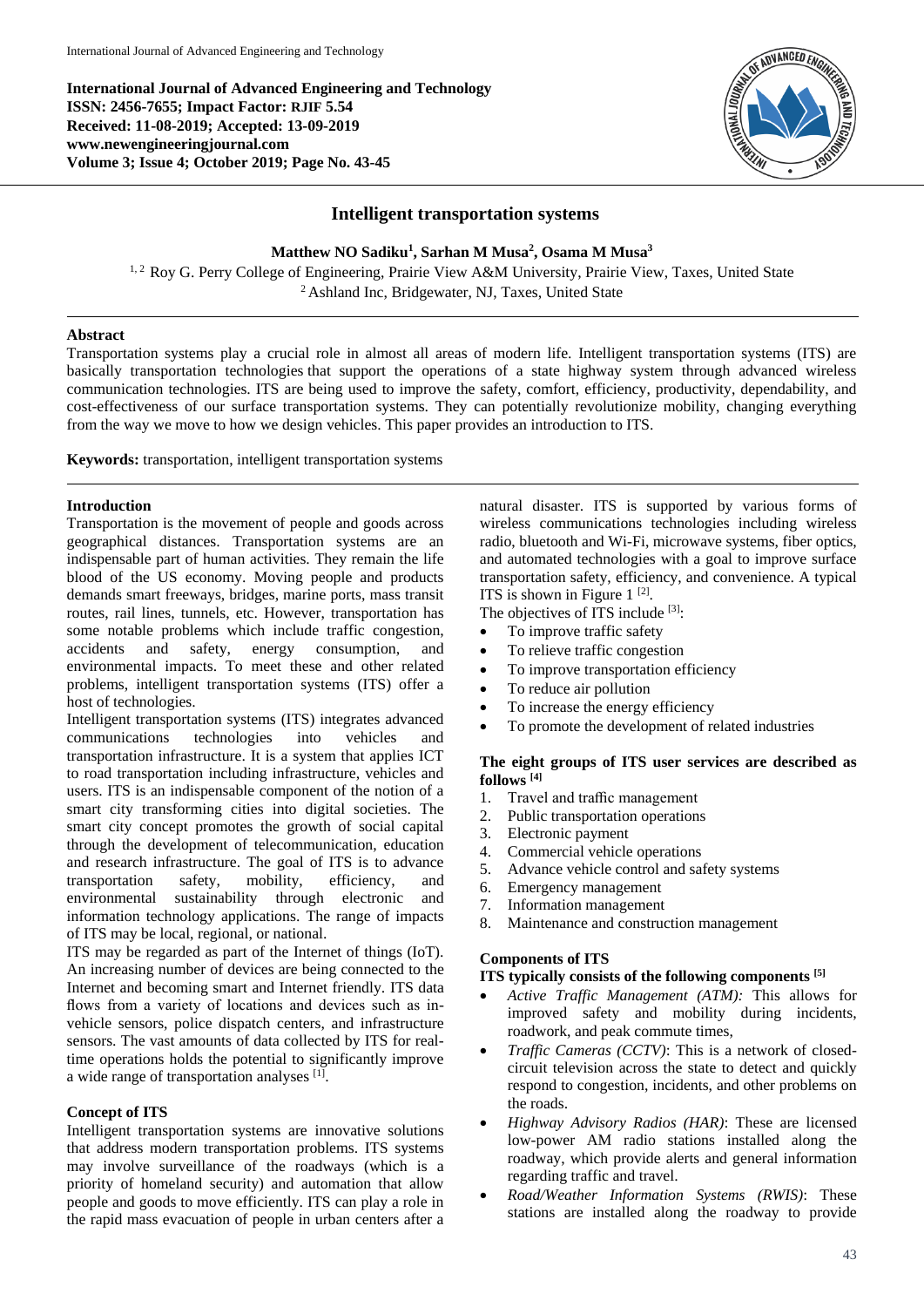International Journal of Advanced Engineering and Technology
ISSN: 2456-7655; Impact Factor: RJIF 5.54
Received: 11-08-2019; Accepted: 13-09-2019
www.newengineeringjournal.com
Volume 3; Issue 4; October 2019; Page No. 43-45

# Intelligent transportation systems

**Matthew NO Sadiku[1], Sarhan M Musa[2], Osama M Musa[3]**

[1, 2] Roy G. Perry College of Engineering, Prairie View A&M University, Prairie View, Taxes, United State
[2] Ashland Inc, Bridgewater, NJ, Taxes, United State

## Abstract

Transportation systems play a crucial role in almost all areas of modern life. Intelligent transportation systems (ITS) are basically transportation technologies that support the operations of a state highway system through advanced wireless communication technologies. ITS are being used to improve the safety, comfort, efficiency, productivity, dependability, and cost-effectiveness of our surface transportation systems. They can potentially revolutionize mobility, changing everything from the way we move to how we design vehicles. This paper provides an introduction to ITS.

**Keywords:** transportation, intelligent transportation systems

## Introduction

Transportation is the movement of people and goods across geographical distances. Transportation systems are an indispensable part of human activities. They remain the life blood of the US economy. Moving people and products demands smart freeways, bridges, marine ports, mass transit routes, rail lines, tunnels, etc. However, transportation has some notable problems which include traffic congestion, accidents and safety, energy consumption, and environmental impacts. To meet these and other related problems, intelligent transportation systems (ITS) offer a host of technologies.

Intelligent transportation systems (ITS) integrates advanced communications technologies into vehicles and transportation infrastructure. It is a system that applies ICT to road transportation including infrastructure, vehicles and users. ITS is an indispensable component of the notion of a smart city transforming cities into digital societies. The smart city concept promotes the growth of social capital through the development of telecommunication, education and research infrastructure. The goal of ITS is to advance transportation safety, mobility, efficiency, and environmental sustainability through electronic and information technology applications. The range of impacts of ITS may be local, regional, or national.

ITS may be regarded as part of the Internet of things (IoT). An increasing number of devices are being connected to the Internet and becoming smart and Internet friendly. ITS data flows from a variety of locations and devices such as in-vehicle sensors, police dispatch centers, and infrastructure sensors. The vast amounts of data collected by ITS for real-time operations holds the potential to significantly improve a wide range of transportation analyses [1].

## Concept of ITS

Intelligent transportation systems are innovative solutions that address modern transportation problems. ITS systems may involve surveillance of the roadways (which is a priority of homeland security) and automation that allow people and goods to move efficiently. ITS can play a role in the rapid mass evacuation of people in urban centers after a natural disaster. ITS is supported by various forms of wireless communications technologies including wireless radio, bluetooth and Wi-Fi, microwave systems, fiber optics, and automated technologies with a goal to improve surface transportation safety, efficiency, and convenience. A typical ITS is shown in Figure 1 [2].

The objectives of ITS include [3]:

- To improve traffic safety
- To relieve traffic congestion
- To improve transportation efficiency
- To reduce air pollution
- To increase the energy efficiency
- To promote the development of related industries

### The eight groups of ITS user services are described as follows [4]

1. Travel and traffic management
2. Public transportation operations
3. Electronic payment
4. Commercial vehicle operations
5. Advance vehicle control and safety systems
6. Emergency management
7. Information management
8. Maintenance and construction management

## Components of ITS

### ITS typically consists of the following components [5]

- *Active Traffic Management (ATM):* This allows for improved safety and mobility during incidents, roadwork, and peak commute times,
- *Traffic Cameras (CCTV)*: This is a network of closed-circuit television across the state to detect and quickly respond to congestion, incidents, and other problems on the roads.
- *Highway Advisory Radios (HAR)*: These are licensed low-power AM radio stations installed along the roadway, which provide alerts and general information regarding traffic and travel.
- *Road/Weather Information Systems (RWIS)*: These stations are installed along the roadway to provide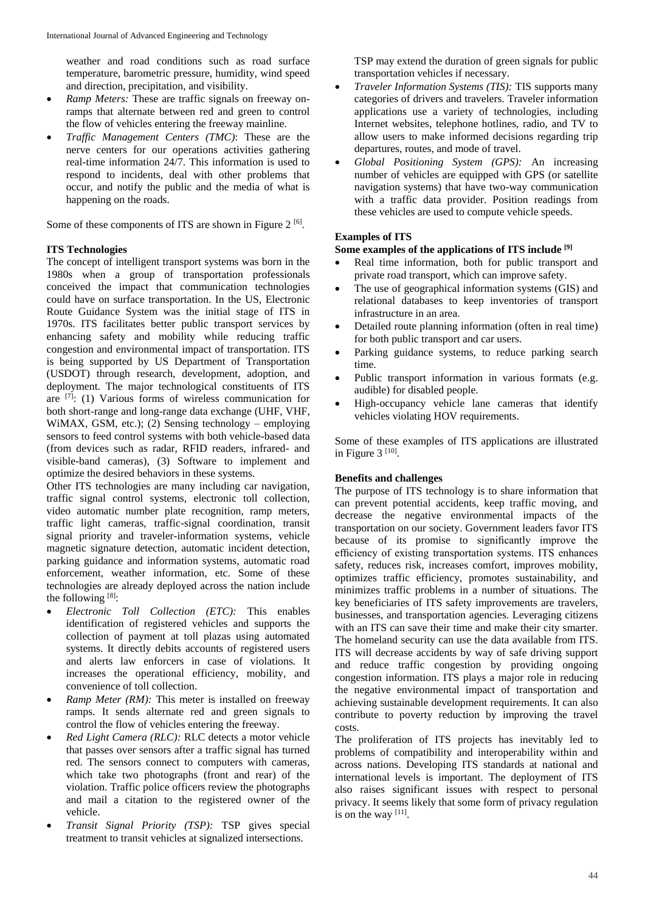weather and road conditions such as road surface temperature, barometric pressure, humidity, wind speed and direction, precipitation, and visibility.

- *Ramp Meters:* These are traffic signals on freeway on-ramps that alternate between red and green to control the flow of vehicles entering the freeway mainline.
- *Traffic Management Centers (TMC)*: These are the nerve centers for our operations activities gathering real-time information 24/7. This information is used to respond to incidents, deal with other problems that occur, and notify the public and the media of what is happening on the roads.

Some of these components of ITS are shown in Figure 2 [6].

**ITS Technologies**

The concept of intelligent transport systems was born in the 1980s when a group of transportation professionals conceived the impact that communication technologies could have on surface transportation. In the US, Electronic Route Guidance System was the initial stage of ITS in 1970s. ITS facilitates better public transport services by enhancing safety and mobility while reducing traffic congestion and environmental impact of transportation. ITS is being supported by US Department of Transportation (USDOT) through research, development, adoption, and deployment. The major technological constituents of ITS are [7]: (1) Various forms of wireless communication for both short-range and long-range data exchange (UHF, VHF, WiMAX, GSM, etc.); (2) Sensing technology – employing sensors to feed control systems with both vehicle-based data (from devices such as radar, RFID readers, infrared- and visible-band cameras), (3) Software to implement and optimize the desired behaviors in these systems.

Other ITS technologies are many including car navigation, traffic signal control systems, electronic toll collection, video automatic number plate recognition, ramp meters, traffic light cameras, traffic-signal coordination, transit signal priority and traveler-information systems, vehicle magnetic signature detection, automatic incident detection, parking guidance and information systems, automatic road enforcement, weather information, etc. Some of these technologies are already deployed across the nation include the following [8]:

- *Electronic Toll Collection (ETC):* This enables identification of registered vehicles and supports the collection of payment at toll plazas using automated systems. It directly debits accounts of registered users and alerts law enforcers in case of violations. It increases the operational efficiency, mobility, and convenience of toll collection.
- *Ramp Meter (RM):* This meter is installed on freeway ramps. It sends alternate red and green signals to control the flow of vehicles entering the freeway.
- *Red Light Camera (RLC):* RLC detects a motor vehicle that passes over sensors after a traffic signal has turned red. The sensors connect to computers with cameras, which take two photographs (front and rear) of the violation. Traffic police officers review the photographs and mail a citation to the registered owner of the vehicle.
- *Transit Signal Priority (TSP):* TSP gives special treatment to transit vehicles at signalized intersections. TSP may extend the duration of green signals for public transportation vehicles if necessary.
- *Traveler Information Systems (TIS):* TIS supports many categories of drivers and travelers. Traveler information applications use a variety of technologies, including Internet websites, telephone hotlines, radio, and TV to allow users to make informed decisions regarding trip departures, routes, and mode of travel.
- *Global Positioning System (GPS):* An increasing number of vehicles are equipped with GPS (or satellite navigation systems) that have two-way communication with a traffic data provider. Position readings from these vehicles are used to compute vehicle speeds.

**Examples of ITS**

**Some examples of the applications of ITS include [9]**

- Real time information, both for public transport and private road transport, which can improve safety.
- The use of geographical information systems (GIS) and relational databases to keep inventories of transport infrastructure in an area.
- Detailed route planning information (often in real time) for both public transport and car users.
- Parking guidance systems, to reduce parking search time.
- Public transport information in various formats (e.g. audible) for disabled people.
- High-occupancy vehicle lane cameras that identify vehicles violating HOV requirements.

Some of these examples of ITS applications are illustrated in Figure 3 [10].

**Benefits and challenges**

The purpose of ITS technology is to share information that can prevent potential accidents, keep traffic moving, and decrease the negative environmental impacts of the transportation on our society. Government leaders favor ITS because of its promise to significantly improve the efficiency of existing transportation systems. ITS enhances safety, reduces risk, increases comfort, improves mobility, optimizes traffic efficiency, promotes sustainability, and minimizes traffic problems in a number of situations. The key beneficiaries of ITS safety improvements are travelers, businesses, and transportation agencies. Leveraging citizens with an ITS can save their time and make their city smarter. The homeland security can use the data available from ITS. ITS will decrease accidents by way of safe driving support and reduce traffic congestion by providing ongoing congestion information. ITS plays a major role in reducing the negative environmental impact of transportation and achieving sustainable development requirements. It can also contribute to poverty reduction by improving the travel costs.

The proliferation of ITS projects has inevitably led to problems of compatibility and interoperability within and across nations. Developing ITS standards at national and international levels is important. The deployment of ITS also raises significant issues with respect to personal privacy. It seems likely that some form of privacy regulation is on the way [11].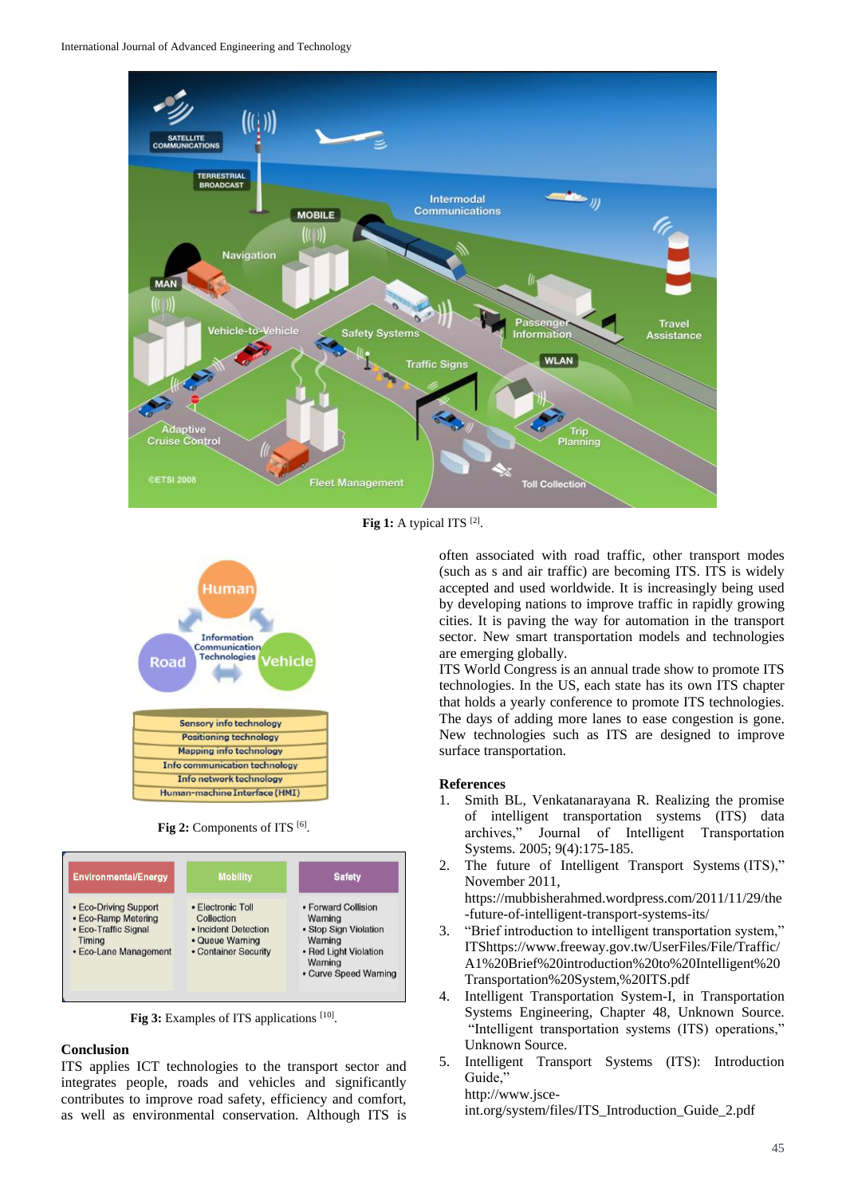Fig 1: A typical ITS [2].

Fig 2: Components of ITS [6].

Fig 3: Examples of ITS applications [10].

## Conclusion

ITS applies ICT technologies to the transport sector and integrates people, roads and vehicles and significantly contributes to improve road safety, efficiency and comfort, as well as environmental conservation. Although ITS is often associated with road traffic, other transport modes (such as s and air traffic) are becoming ITS. ITS is widely accepted and used worldwide. It is increasingly being used by developing nations to improve traffic in rapidly growing cities. It is paving the way for automation in the transport sector. New smart transportation models and technologies are emerging globally.

ITS World Congress is an annual trade show to promote ITS technologies. In the US, each state has its own ITS chapter that holds a yearly conference to promote ITS technologies. The days of adding more lanes to ease congestion is gone. New technologies such as ITS are designed to improve surface transportation.

## References

1. Smith BL, Venkatanarayana R. Realizing the promise of intelligent transportation systems (ITS) data archives," Journal of Intelligent Transportation Systems. 2005; 9(4):175-185.
2. The future of Intelligent Transport Systems (ITS)," November 2011, https://mubbisherahmed.wordpress.com/2011/11/29/the-future-of-intelligent-transport-systems-its/
3. "Brief introduction to intelligent transportation system," ITShttps://www.freeway.gov.tw/UserFiles/File/Traffic/A1%20Brief%20introduction%20to%20Intelligent%20Transportation%20System,%20ITS.pdf
4. Intelligent Transportation System-I, in Transportation Systems Engineering, Chapter 48, Unknown Source. "Intelligent transportation systems (ITS) operations," Unknown Source.
5. Intelligent Transport Systems (ITS): Introduction Guide," http://www.jsce-int.org/system/files/ITS_Introduction_Guide_2.pdf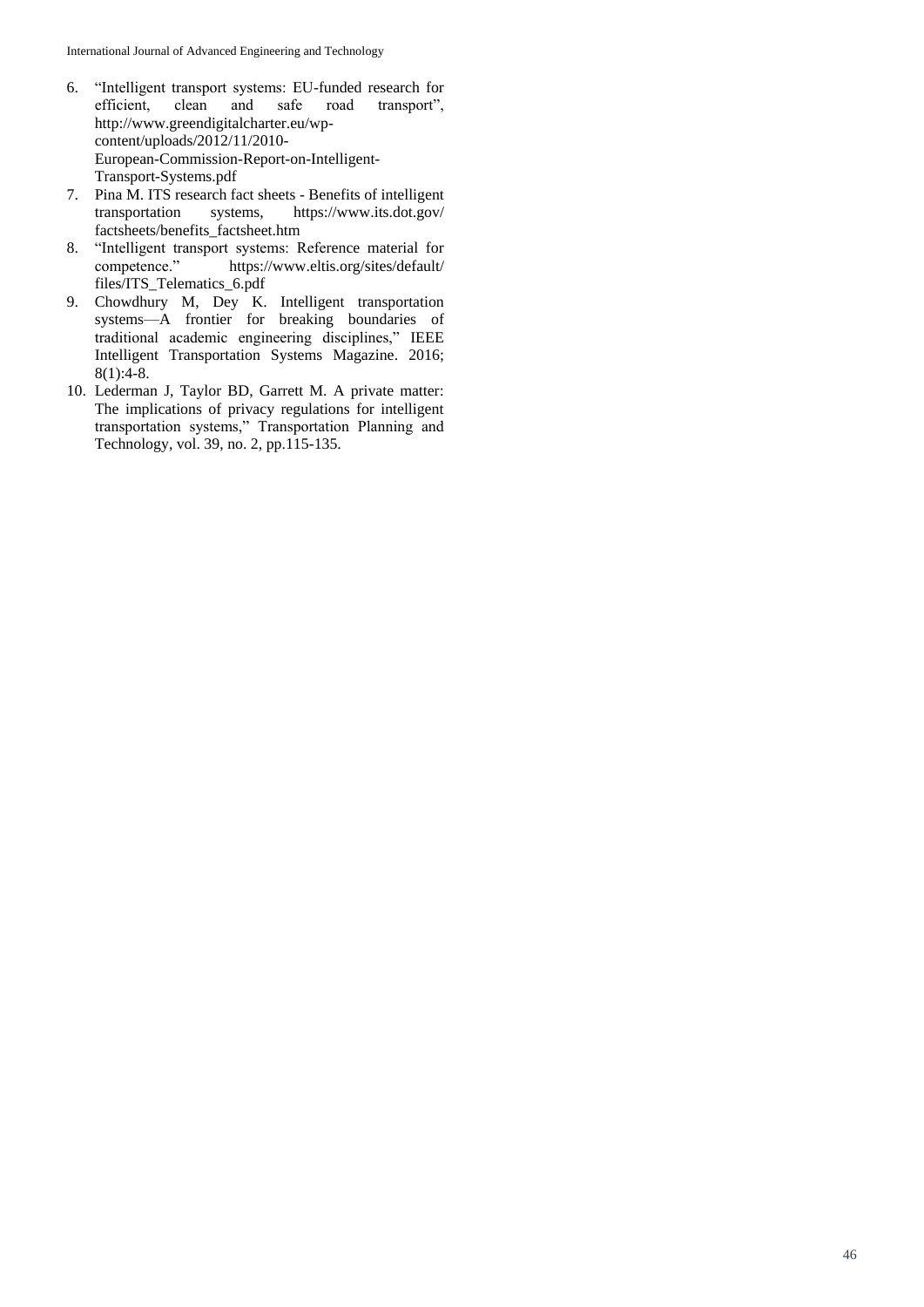6. "Intelligent transport systems: EU-funded research for efficient, clean and safe road transport", http://www.greendigitalcharter.eu/wp-content/uploads/2012/11/2010-European-Commission-Report-on-Intelligent-Transport-Systems.pdf
7. Pina M. ITS research fact sheets - Benefits of intelligent transportation systems, https://www.its.dot.gov/factsheets/benefits_factsheet.htm
8. "Intelligent transport systems: Reference material for competence." https://www.eltis.org/sites/default/files/ITS_Telematics_6.pdf
9. Chowdhury M, Dey K. Intelligent transportation systems—A frontier for breaking boundaries of traditional academic engineering disciplines," IEEE Intelligent Transportation Systems Magazine. 2016; 8(1):4-8.
10. Lederman J, Taylor BD, Garrett M. A private matter: The implications of privacy regulations for intelligent transportation systems," Transportation Planning and Technology, vol. 39, no. 2, pp.115-135.